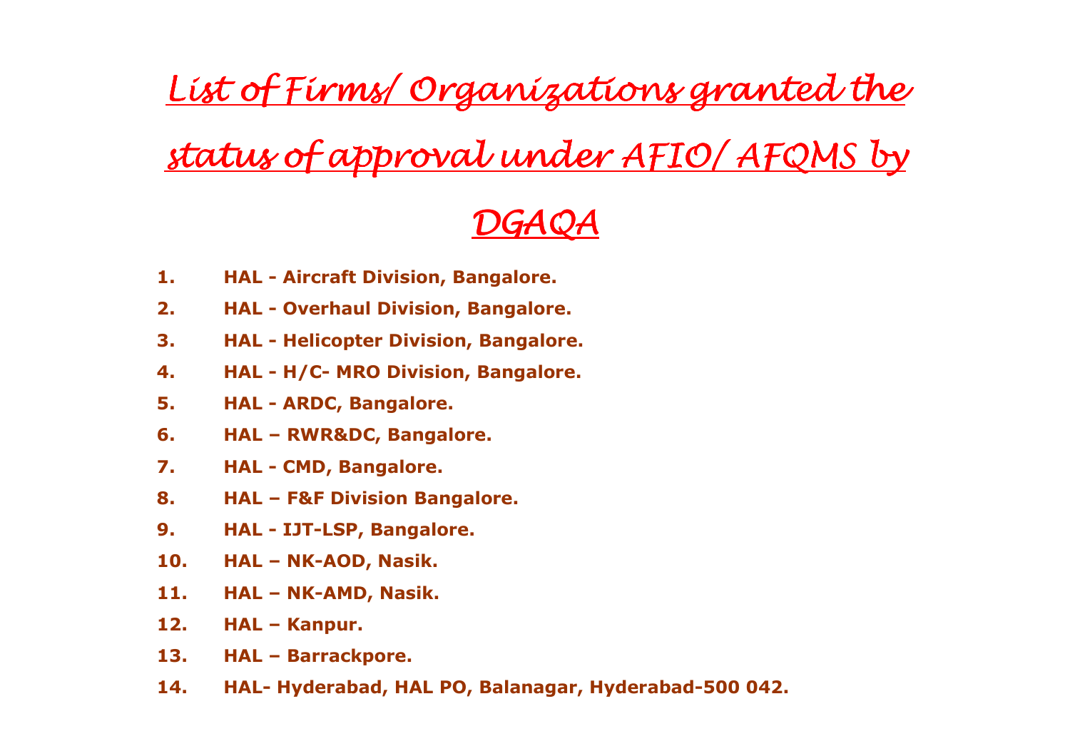# *List of Firms/ Organizations granted the status of approval under AFIO/ AFQMS by DGAQA*

1. **HAL - Aircraft Division, Bangalore.**
2. **HAL - Overhaul Division, Bangalore.**
3. **HAL - Helicopter Division, Bangalore.**
4. **HAL - H/C- MRO Division, Bangalore.**
5. **HAL - ARDC, Bangalore.**
6. **HAL – RWR&DC, Bangalore.**
7. **HAL - CMD, Bangalore.**
8. **HAL – F&F Division Bangalore.**
9. **HAL - IJT-LSP, Bangalore.**
10. **HAL – NK-AOD, Nasik.**
11. **HAL – NK-AMD, Nasik.**
12. **HAL – Kanpur.**
13. **HAL – Barrackpore.**
14. **HAL- Hyderabad, HAL PO, Balanagar, Hyderabad-500 042.**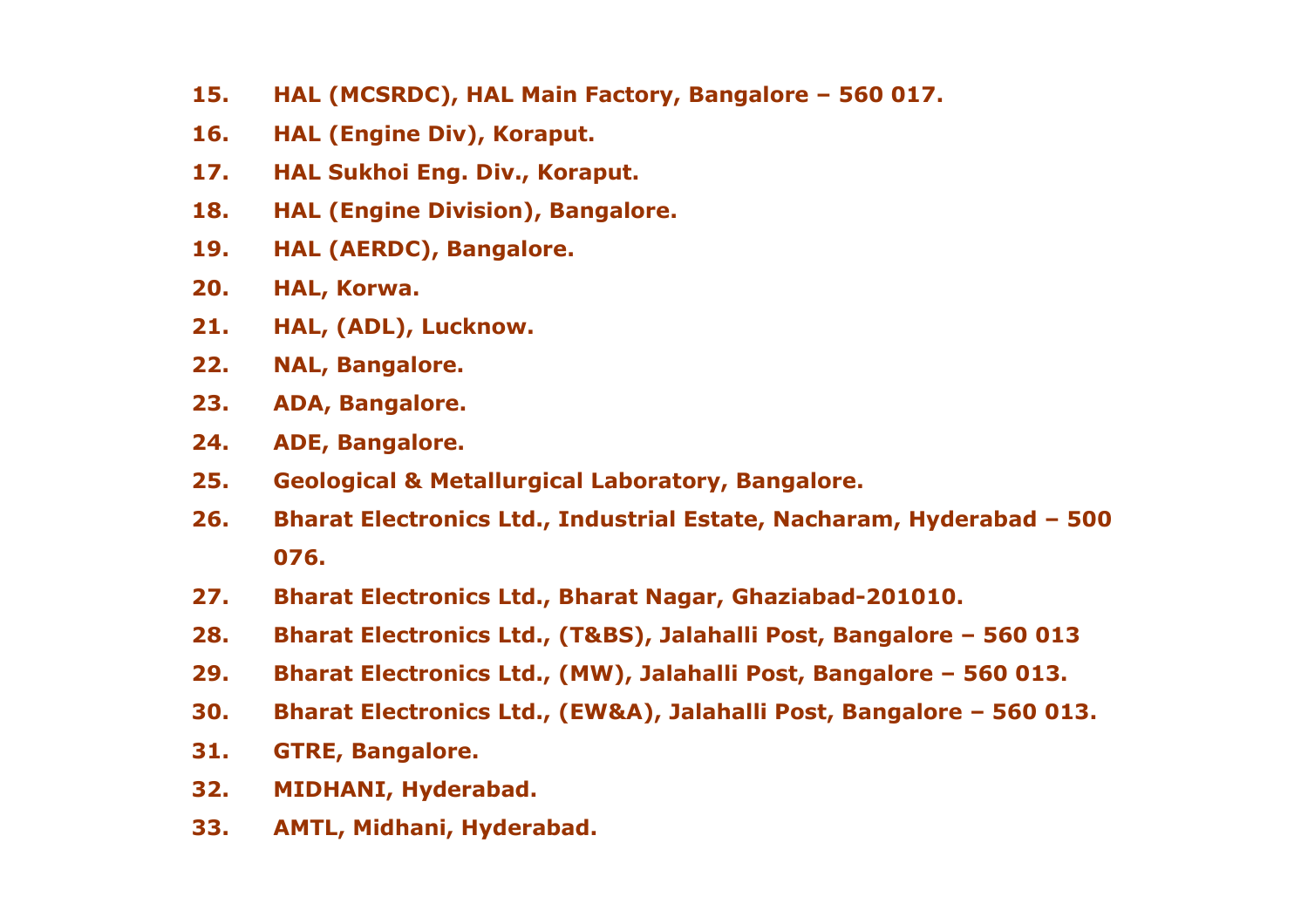15. **HAL (MCSRDC), HAL Main Factory, Bangalore – 560 017.**
16. **HAL (Engine Div), Koraput.**
17. **HAL Sukhoi Eng. Div., Koraput.**
18. **HAL (Engine Division), Bangalore.**
19. **HAL (AERDC), Bangalore.**
20. **HAL, Korwa.**
21. **HAL, (ADL), Lucknow.**
22. **NAL, Bangalore.**
23. **ADA, Bangalore.**
24. **ADE, Bangalore.**
25. **Geological & Metallurgical Laboratory, Bangalore.**
26. **Bharat Electronics Ltd., Industrial Estate, Nacharam, Hyderabad – 500 076.**
27. **Bharat Electronics Ltd., Bharat Nagar, Ghaziabad-201010.**
28. **Bharat Electronics Ltd., (T&BS), Jalahalli Post, Bangalore – 560 013**
29. **Bharat Electronics Ltd., (MW), Jalahalli Post, Bangalore – 560 013.**
30. **Bharat Electronics Ltd., (EW&A), Jalahalli Post, Bangalore – 560 013.**
31. **GTRE, Bangalore.**
32. **MIDHANI, Hyderabad.**
33. **AMTL, Midhani, Hyderabad.**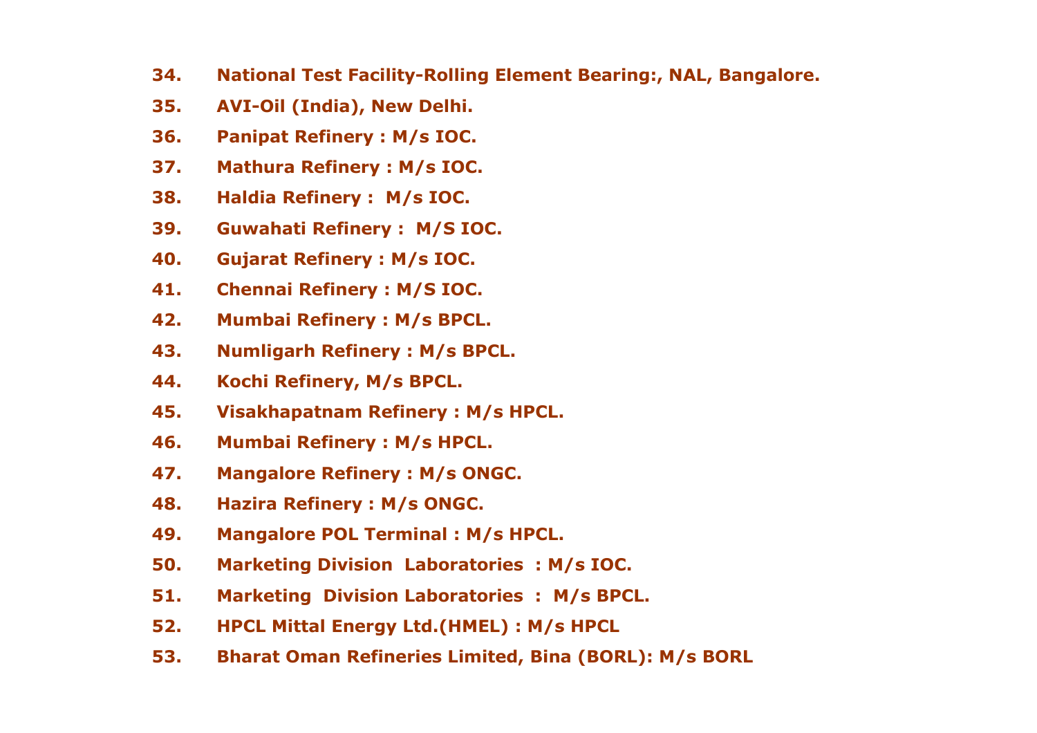34. **National Test Facility-Rolling Element Bearing:, NAL, Bangalore.**
35. **AVI-Oil (India), New Delhi.**
36. **Panipat Refinery : M/s IOC.**
37. **Mathura Refinery : M/s IOC.**
38. **Haldia Refinery :  M/s IOC.**
39. **Guwahati Refinery :  M/S IOC.**
40. **Gujarat Refinery : M/s IOC.**
41. **Chennai Refinery : M/S IOC.**
42. **Mumbai Refinery : M/s BPCL.**
43. **Numligarh Refinery : M/s BPCL.**
44. **Kochi Refinery, M/s BPCL.**
45. **Visakhapatnam Refinery : M/s HPCL.**
46. **Mumbai Refinery : M/s HPCL.**
47. **Mangalore Refinery : M/s ONGC.**
48. **Hazira Refinery : M/s ONGC.**
49. **Mangalore POL Terminal : M/s HPCL.**
50. **Marketing Division  Laboratories  : M/s IOC.**
51. **Marketing  Division Laboratories  :  M/s BPCL.**
52. **HPCL Mittal Energy Ltd.(HMEL) : M/s HPCL**
53. **Bharat Oman Refineries Limited, Bina (BORL): M/s BORL**